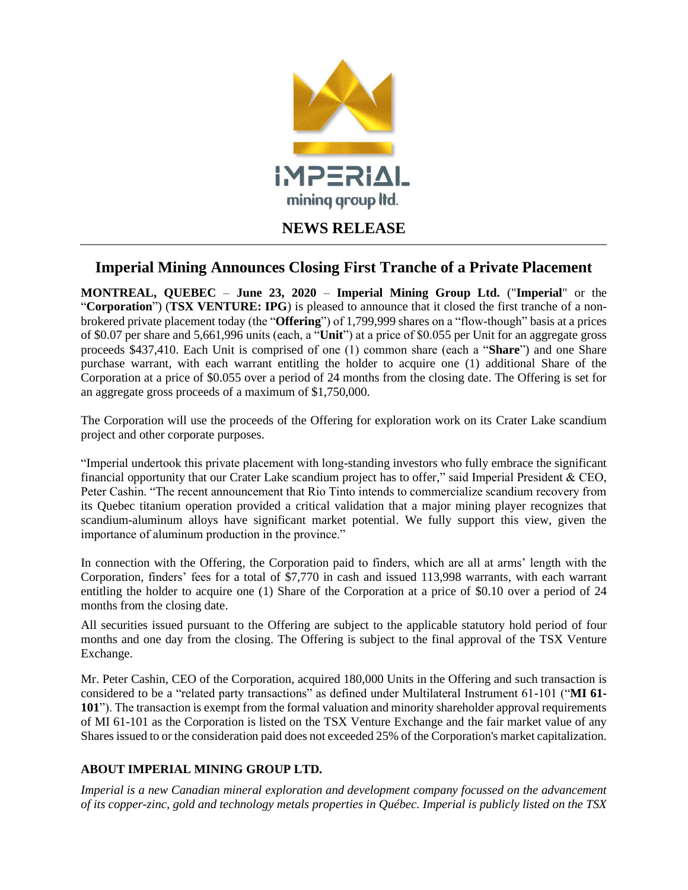IMPERIAL

mining group ltd.

## NEWS RELEASE

# Imperial Mining Announces Closing First Tranche of a Private Placement

**MONTREAL, QUEBEC** – **June 23, 2020** – **Imperial Mining Group Ltd.** ("**Imperial**" or the "**Corporation**") (**TSX VENTURE: IPG**) is pleased to announce that it closed the first tranche of a non-brokered private placement today (the "**Offering**") of 1,799,999 shares on a "flow-though" basis at a prices of \$0.07 per share and 5,661,996 units (each, a "**Unit**") at a price of \$0.055 per Unit for an aggregate gross proceeds \$437,410. Each Unit is comprised of one (1) common share (each a "**Share**") and one Share purchase warrant, with each warrant entitling the holder to acquire one (1) additional Share of the Corporation at a price of \$0.055 over a period of 24 months from the closing date. The Offering is set for an aggregate gross proceeds of a maximum of \$1,750,000.

The Corporation will use the proceeds of the Offering for exploration work on its Crater Lake scandium project and other corporate purposes.

"Imperial undertook this private placement with long-standing investors who fully embrace the significant financial opportunity that our Crater Lake scandium project has to offer," said Imperial President & CEO, Peter Cashin. "The recent announcement that Rio Tinto intends to commercialize scandium recovery from its Quebec titanium operation provided a critical validation that a major mining player recognizes that scandium-aluminum alloys have significant market potential. We fully support this view, given the importance of aluminum production in the province."

In connection with the Offering, the Corporation paid to finders, which are all at arms' length with the Corporation, finders' fees for a total of \$7,770 in cash and issued 113,998 warrants, with each warrant entitling the holder to acquire one (1) Share of the Corporation at a price of \$0.10 over a period of 24 months from the closing date.

All securities issued pursuant to the Offering are subject to the applicable statutory hold period of four months and one day from the closing. The Offering is subject to the final approval of the TSX Venture Exchange.

Mr. Peter Cashin, CEO of the Corporation, acquired 180,000 Units in the Offering and such transaction is considered to be a "related party transactions" as defined under Multilateral Instrument 61-101 ("**MI 61-101**"). The transaction is exempt from the formal valuation and minority shareholder approval requirements of MI 61-101 as the Corporation is listed on the TSX Venture Exchange and the fair market value of any Shares issued to or the consideration paid does not exceeded 25% of the Corporation's market capitalization.

### ABOUT IMPERIAL MINING GROUP LTD.

*Imperial is a new Canadian mineral exploration and development company focussed on the advancement of its copper-zinc, gold and technology metals properties in Québec. Imperial is publicly listed on the TSX*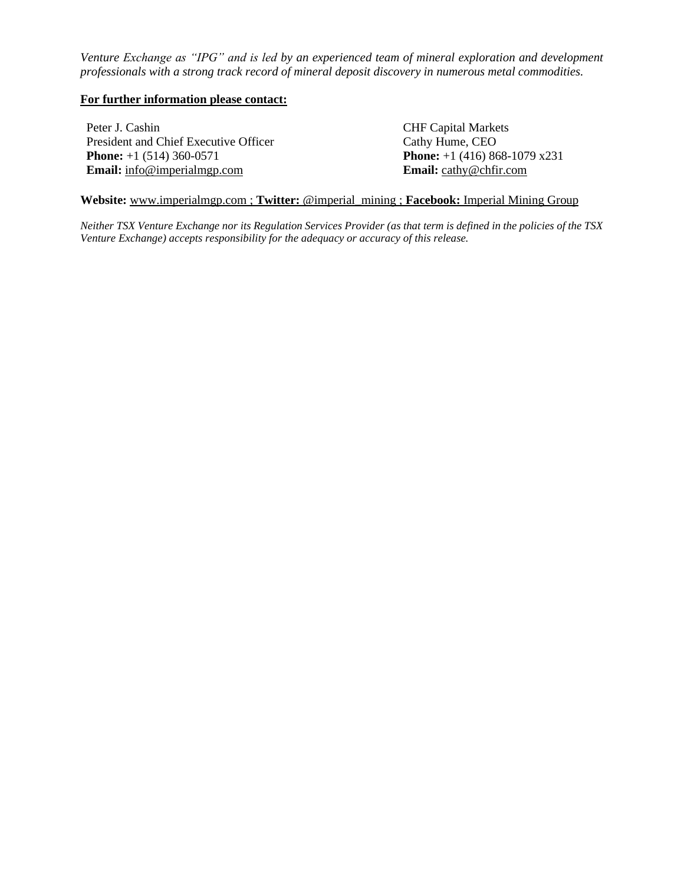*Venture Exchange as "IPG" and is led by an experienced team of mineral exploration and development professionals with a strong track record of mineral deposit discovery in numerous metal commodities.*

**For further information please contact:**

Peter J. Cashin
President and Chief Executive Officer
**Phone:** +1 (514) 360-0571
**Email:** info@imperialmgp.com

CHF Capital Markets
Cathy Hume, CEO
**Phone:** +1 (416) 868-1079 x231
**Email:** cathy@chfir.com

**Website:** www.imperialmgp.com ; **Twitter:** @imperial_mining ; **Facebook:** Imperial Mining Group

*Neither TSX Venture Exchange nor its Regulation Services Provider (as that term is defined in the policies of the TSX Venture Exchange) accepts responsibility for the adequacy or accuracy of this release.*